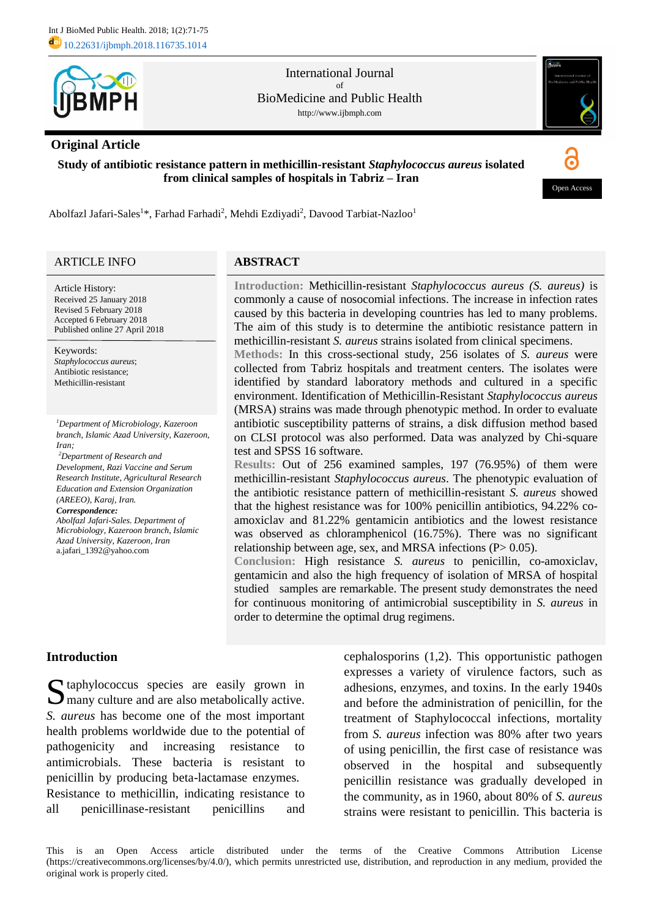Int J BioMed Public Health. 2018; 1(2):71-75

10.22631/ijbmph.2018.116735.1014

International Journal of BioMedicine and Public Health

http://www.ijbmph.com

**Original Article**

# Study of antibiotic resistance pattern in methicillin-resistant *Staphylococcus aureus* isolated from clinical samples of hospitals in Tabriz – Iran

Open Access

Abolfazl Jafari-Sales[1]*, Farhad Farhadi[2], Mehdi Ezdiyadi[2], Davood Tarbiat-Nazloo[1]

## ARTICLE INFO

Article History:
Received 25 January 2018
Revised 5 February 2018
Accepted 6 February 2018
Published online 27 April 2018

Keywords:
*Staphylococcus aureus*;
Antibiotic resistance;
Methicillin-resistant

*[1]Department of Microbiology, Kazeroon branch, Islamic Azad University, Kazeroon, Iran;*
*[2]Department of Research and Development, Razi Vaccine and Serum Research Institute, Agricultural Research Education and Extension Organization (AREEO), Karaj, Iran.*
***Correspondence:***
*Abolfazl Jafari-Sales. Department of Microbiology, Kazeroon branch, Islamic Azad University, Kazeroon, Iran*
a.jafari_1392@yahoo.com

## ABSTRACT

**Introduction:** Methicillin-resistant *Staphylococcus aureus (S. aureus)* is commonly a cause of nosocomial infections. The increase in infection rates caused by this bacteria in developing countries has led to many problems. The aim of this study is to determine the antibiotic resistance pattern in methicillin-resistant *S. aureus* strains isolated from clinical specimens.
**Methods:** In this cross-sectional study, 256 isolates of *S. aureus* were collected from Tabriz hospitals and treatment centers. The isolates were identified by standard laboratory methods and cultured in a specific environment. Identification of Methicillin-Resistant *Staphylococcus aureus* (MRSA) strains was made through phenotypic method. In order to evaluate antibiotic susceptibility patterns of strains, a disk diffusion method based on CLSI protocol was also performed. Data was analyzed by Chi-square test and SPSS 16 software.
**Results:** Out of 256 examined samples, 197 (76.95%) of them were methicillin-resistant *Staphylococcus aureus*. The phenotypic evaluation of the antibiotic resistance pattern of methicillin-resistant *S. aureus* showed that the highest resistance was for 100% penicillin antibiotics, 94.22% co-amoxiclav and 81.22% gentamicin antibiotics and the lowest resistance was observed as chloramphenicol (16.75%). There was no significant relationship between age, sex, and MRSA infections (P> 0.05).
**Conclusion:** High resistance *S. aureus* to penicillin, co-amoxiclav, gentamicin and also the high frequency of isolation of MRSA of hospital studied samples are remarkable. The present study demonstrates the need for continuous monitoring of antimicrobial susceptibility in *S. aureus* in order to determine the optimal drug regimens.

## Introduction

Staphylococcus species are easily grown in many culture and are also metabolically active. *S. aureus* has become one of the most important health problems worldwide due to the potential of pathogenicity and increasing resistance to antimicrobials. These bacteria is resistant to penicillin by producing beta-lactamase enzymes. Resistance to methicillin, indicating resistance to all penicillinase-resistant penicillins and cephalosporins (1,2). This opportunistic pathogen expresses a variety of virulence factors, such as adhesions, enzymes, and toxins. In the early 1940s and before the administration of penicillin, for the treatment of Staphylococcal infections, mortality from *S. aureus* infection was 80% after two years of using penicillin, the first case of resistance was observed in the hospital and subsequently penicillin resistance was gradually developed in the community, as in 1960, about 80% of *S. aureus* strains were resistant to penicillin. This bacteria is

This is an Open Access article distributed under the terms of the Creative Commons Attribution License (https://creativecommons.org/licenses/by/4.0/), which permits unrestricted use, distribution, and reproduction in any medium, provided the original work is properly cited.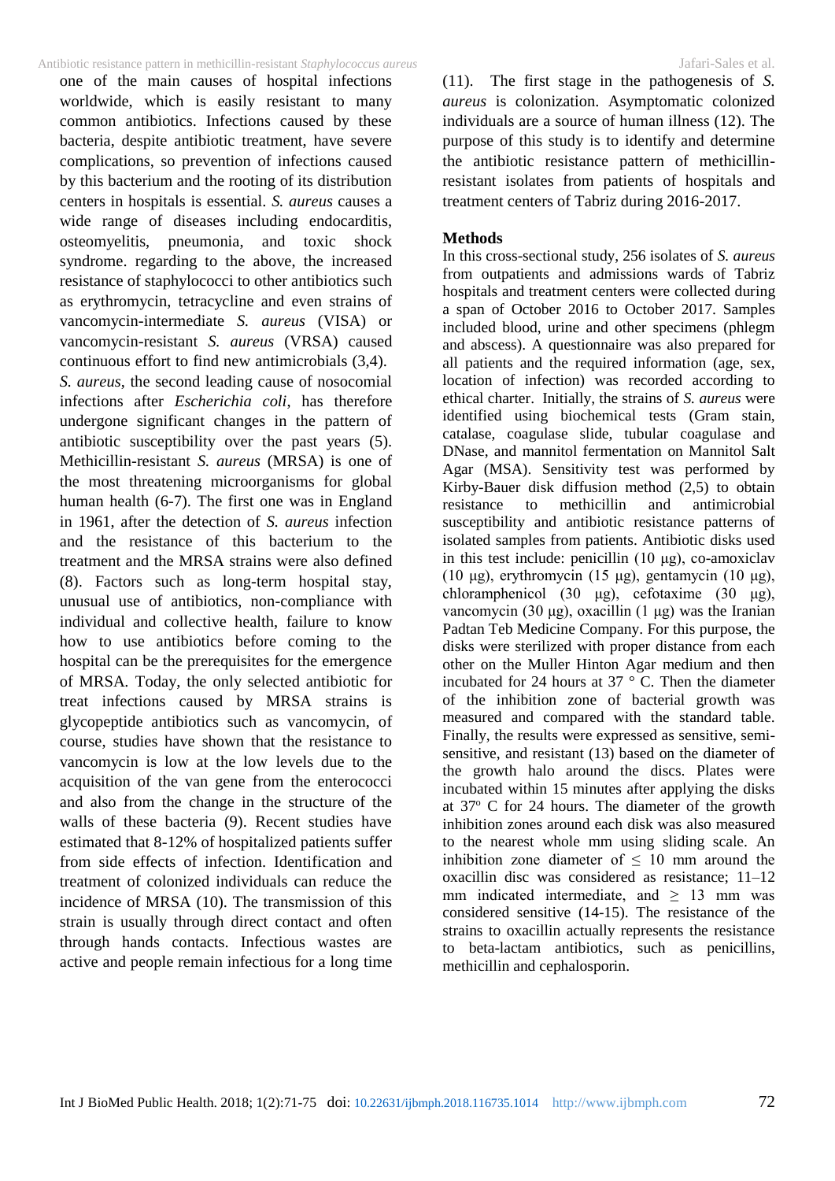one of the main causes of hospital infections worldwide, which is easily resistant to many common antibiotics. Infections caused by these bacteria, despite antibiotic treatment, have severe complications, so prevention of infections caused by this bacterium and the rooting of its distribution centers in hospitals is essential. *S. aureus* causes a wide range of diseases including endocarditis, osteomyelitis, pneumonia, and toxic shock syndrome. regarding to the above, the increased resistance of staphylococci to other antibiotics such as erythromycin, tetracycline and even strains of vancomycin-intermediate *S. aureus* (VISA) or vancomycin-resistant *S. aureus* (VRSA) caused continuous effort to find new antimicrobials (3,4).

*S. aureus*, the second leading cause of nosocomial infections after *Escherichia coli*, has therefore undergone significant changes in the pattern of antibiotic susceptibility over the past years (5). Methicillin-resistant *S. aureus* (MRSA) is one of the most threatening microorganisms for global human health (6-7). The first one was in England in 1961, after the detection of *S. aureus* infection and the resistance of this bacterium to the treatment and the MRSA strains were also defined (8). Factors such as long-term hospital stay, unusual use of antibiotics, non-compliance with individual and collective health, failure to know how to use antibiotics before coming to the hospital can be the prerequisites for the emergence of MRSA. Today, the only selected antibiotic for treat infections caused by MRSA strains is glycopeptide antibiotics such as vancomycin, of course, studies have shown that the resistance to vancomycin is low at the low levels due to the acquisition of the van gene from the enterococci and also from the change in the structure of the walls of these bacteria (9). Recent studies have estimated that 8-12% of hospitalized patients suffer from side effects of infection. Identification and treatment of colonized individuals can reduce the incidence of MRSA (10). The transmission of this strain is usually through direct contact and often through hands contacts. Infectious wastes are active and people remain infectious for a long time (11). The first stage in the pathogenesis of *S. aureus* is colonization. Asymptomatic colonized individuals are a source of human illness (12). The purpose of this study is to identify and determine the antibiotic resistance pattern of methicillin-resistant isolates from patients of hospitals and treatment centers of Tabriz during 2016-2017.

## Methods

In this cross-sectional study, 256 isolates of *S. aureus* from outpatients and admissions wards of Tabriz hospitals and treatment centers were collected during a span of October 2016 to October 2017. Samples included blood, urine and other specimens (phlegm and abscess). A questionnaire was also prepared for all patients and the required information (age, sex, location of infection) was recorded according to ethical charter. Initially, the strains of *S. aureus* were identified using biochemical tests (Gram stain, catalase, coagulase slide, tubular coagulase and DNase, and mannitol fermentation on Mannitol Salt Agar (MSA). Sensitivity test was performed by Kirby-Bauer disk diffusion method (2,5) to obtain resistance to methicillin and antimicrobial susceptibility and antibiotic resistance patterns of isolated samples from patients. Antibiotic disks used in this test include: penicillin (10 μg), co-amoxiclav (10 μg), erythromycin (15 μg), gentamycin (10 μg), chloramphenicol (30 μg), cefotaxime (30 μg), vancomycin (30 μg), oxacillin (1 μg) was the Iranian Padtan Teb Medicine Company. For this purpose, the disks were sterilized with proper distance from each other on the Muller Hinton Agar medium and then incubated for 24 hours at 37 ° C. Then the diameter of the inhibition zone of bacterial growth was measured and compared with the standard table. Finally, the results were expressed as sensitive, semi-sensitive, and resistant (13) based on the diameter of the growth halo around the discs. Plates were incubated within 15 minutes after applying the disks at 37° C for 24 hours. The diameter of the growth inhibition zones around each disk was also measured to the nearest whole mm using sliding scale. An inhibition zone diameter of $\leq$ 10 mm around the oxacillin disc was considered as resistance; 11–12 mm indicated intermediate, and $\geq$ 13 mm was considered sensitive (14-15). The resistance of the strains to oxacillin actually represents the resistance to beta-lactam antibiotics, such as penicillins, methicillin and cephalosporin.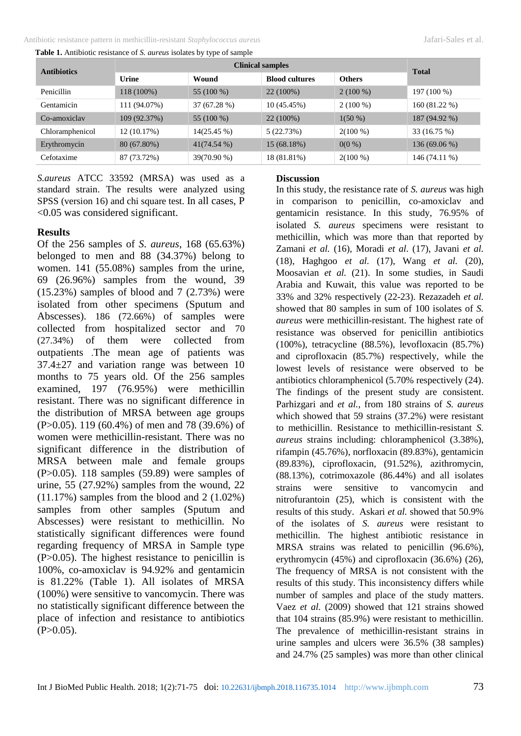**Table 1.** Antibiotic resistance of *S. aureus* isolates by type of sample

| Antibiotics | Clinical samples | | | | Total |
|---|---|---|---|---|---|
| | Urine | Wound | Blood cultures | Others | |
| Penicillin | 118 (100%) | 55 (100 %) | 22 (100%) | 2 (100 %) | 197 (100 %) |
| Gentamicin | 111 (94.07%) | 37 (67.28 %) | 10 (45.45%) | 2 (100 %) | 160 (81.22 %) |
| Co-amoxiclav | 109 (92.37%) | 55 (100 %) | 22 (100%) | 1(50 %) | 187 (94.92 %) |
| Chloramphenicol | 12 (10.17%) | 14(25.45 %) | 5 (22.73%) | 2(100 %) | 33 (16.75 %) |
| Erythromycin | 80 (67.80%) | 41(74.54 %) | 15 (68.18%) | 0(0 %) | 136 (69.06 %) |
| Cefotaxime | 87 (73.72%) | 39(70.90 %) | 18 (81.81%) | 2(100 %) | 146 (74.11 %) |

*S.aureus* ATCC 33592 (MRSA) was used as a standard strain. The results were analyzed using SPSS (version 16) and chi square test. In all cases, P <0.05 was considered significant.

## Results

Of the 256 samples of *S. aureus*, 168 (65.63%) belonged to men and 88 (34.37%) belong to women. 141 (55.08%) samples from the urine, 69 (26.96%) samples from the wound, 39 (15.23%) samples of blood and 7 (2.73%) were isolated from other specimens (Sputum and Abscesses). 186 (72.66%) of samples were collected from hospitalized sector and 70 (27.34%) of them were collected from outpatients .The mean age of patients was 37.4±27 and variation range was between 10 months to 75 years old. Of the 256 samples examined, 197 (76.95%) were methicillin resistant. There was no significant difference in the distribution of MRSA between age groups (P>0.05). 119 (60.4%) of men and 78 (39.6%) of women were methicillin-resistant. There was no significant difference in the distribution of MRSA between male and female groups (P>0.05). 118 samples (59.89) were samples of urine, 55 (27.92%) samples from the wound, 22 (11.17%) samples from the blood and 2 (1.02%) samples from other samples (Sputum and Abscesses) were resistant to methicillin. No statistically significant differences were found regarding frequency of MRSA in Sample type (P>0.05). The highest resistance to penicillin is 100%, co-amoxiclav is 94.92% and gentamicin is 81.22% (Table 1). All isolates of MRSA (100%) were sensitive to vancomycin. There was no statistically significant difference between the place of infection and resistance to antibiotics (P>0.05).

## Discussion

In this study, the resistance rate of *S. aureus* was high in comparison to penicillin, co-amoxiclav and gentamicin resistance. In this study, 76.95% of isolated *S. aureus* specimens were resistant to methicillin, which was more than that reported by Zamani *et al.* (16), Moradi *et al.* (17), Javani *et al.* (18), Haghgoo *et al.* (17), Wang *et al.* (20), Moosavian *et al.* (21). In some studies, in Saudi Arabia and Kuwait, this value was reported to be 33% and 32% respectively (22-23). Rezazadeh *et al.* showed that 80 samples in sum of 100 isolates of *S. aureus* were methicillin-resistant. The highest rate of resistance was observed for penicillin antibiotics (100%), tetracycline (88.5%), levofloxacin (85.7%) and ciprofloxacin (85.7%) respectively, while the lowest levels of resistance were observed to be antibiotics chloramphenicol (5.70% respectively (24). The findings of the present study are consistent. Parhizgari and *et al.*, from 180 strains of *S. aureus* which showed that 59 strains (37.2%) were resistant to methicillin. Resistance to methicillin-resistant *S. aureus* strains including: chloramphenicol (3.38%), rifampin (45.76%), norfloxacin (89.83%), gentamicin (89.83%), ciprofloxacin, (91.52%), azithromycin, (88.13%), cotrimoxazole (86.44%) and all isolates strains were sensitive to vancomycin and nitrofurantoin (25), which is consistent with the results of this study. Askari *et al.* showed that 50.9% of the isolates of *S. aureus* were resistant to methicillin. The highest antibiotic resistance in MRSA strains was related to penicillin (96.6%), erythromycin (45%) and ciprofloxacin (36.6%) (26), The frequency of MRSA is not consistent with the results of this study. This inconsistency differs while number of samples and place of the study matters. Vaez *et al.* (2009) showed that 121 strains showed that 104 strains (85.9%) were resistant to methicillin. The prevalence of methicillin-resistant strains in urine samples and ulcers were 36.5% (38 samples) and 24.7% (25 samples) was more than other clinical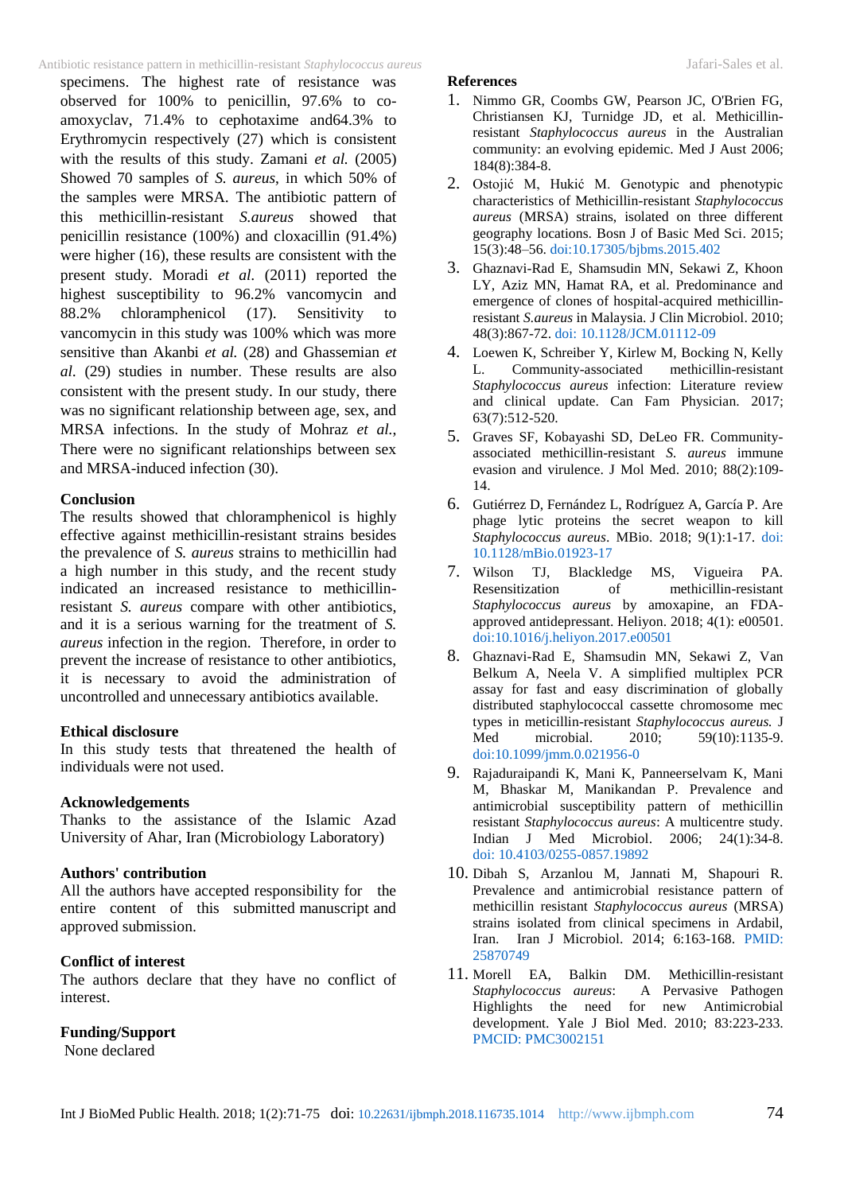specimens. The highest rate of resistance was observed for 100% to penicillin, 97.6% to co-amoxyclav, 71.4% to cephotaxime and64.3% to Erythromycin respectively (27) which is consistent with the results of this study. Zamani *et al.* (2005) Showed 70 samples of *S. aureus*, in which 50% of the samples were MRSA. The antibiotic pattern of this methicillin-resistant *S.aureus* showed that penicillin resistance (100%) and cloxacillin (91.4%) were higher (16), these results are consistent with the present study. Moradi *et al.* (2011) reported the highest susceptibility to 96.2% vancomycin and 88.2% chloramphenicol (17). Sensitivity to vancomycin in this study was 100% which was more sensitive than Akanbi *et al.* (28) and Ghassemian *et al*. (29) studies in number. These results are also consistent with the present study. In our study, there was no significant relationship between age, sex, and MRSA infections. In the study of Mohraz *et al.*, There were no significant relationships between sex and MRSA-induced infection (30).

## Conclusion

The results showed that chloramphenicol is highly effective against methicillin-resistant strains besides the prevalence of *S. aureus* strains to methicillin had a high number in this study, and the recent study indicated an increased resistance to methicillin-resistant *S. aureus* compare with other antibiotics, and it is a serious warning for the treatment of *S. aureus* infection in the region. Therefore, in order to prevent the increase of resistance to other antibiotics, it is necessary to avoid the administration of uncontrolled and unnecessary antibiotics available.

## Ethical disclosure

In this study tests that threatened the health of individuals were not used.

## Acknowledgements

Thanks to the assistance of the Islamic Azad University of Ahar, Iran (Microbiology Laboratory)

## Authors' contribution

All the authors have accepted responsibility for the entire content of this submitted manuscript and approved submission.

## Conflict of interest

The authors declare that they have no conflict of interest.

## Funding/Support

None declared

## References

1. Nimmo GR, Coombs GW, Pearson JC, O'Brien FG, Christiansen KJ, Turnidge JD, et al. Methicillin-resistant *Staphylococcus aureus* in the Australian community: an evolving epidemic. Med J Aust 2006; 184(8):384-8.
2. Ostojić M, Hukić M. Genotypic and phenotypic characteristics of Methicillin-resistant *Staphylococcus aureus* (MRSA) strains, isolated on three different geography locations. Bosn J of Basic Med Sci. 2015; 15(3):48–56. doi:10.17305/bjbms.2015.402
3. Ghaznavi-Rad E, Shamsudin MN, Sekawi Z, Khoon LY, Aziz MN, Hamat RA, et al. Predominance and emergence of clones of hospital-acquired methicillin-resistant *S.aureus* in Malaysia. J Clin Microbiol. 2010; 48(3):867-72. doi: 10.1128/JCM.01112-09
4. Loewen K, Schreiber Y, Kirlew M, Bocking N, Kelly L. Community-associated methicillin-resistant *Staphylococcus aureus* infection: Literature review and clinical update. Can Fam Physician. 2017; 63(7):512-520.
5. Graves SF, Kobayashi SD, DeLeo FR. Community-associated methicillin-resistant *S. aureus* immune evasion and virulence. J Mol Med. 2010; 88(2):109-14.
6. Gutiérrez D, Fernández L, Rodríguez A, García P. Are phage lytic proteins the secret weapon to kill *Staphylococcus aureus*. MBio. 2018; 9(1):1-17. doi: 10.1128/mBio.01923-17
7. Wilson TJ, Blackledge MS, Vigueira PA. Resensitization of methicillin-resistant *Staphylococcus aureus* by amoxapine, an FDA-approved antidepressant. Heliyon. 2018; 4(1): e00501. doi:10.1016/j.heliyon.2017.e00501
8. Ghaznavi-Rad E, Shamsudin MN, Sekawi Z, Van Belkum A, Neela V. A simplified multiplex PCR assay for fast and easy discrimination of globally distributed staphylococcal cassette chromosome mec types in meticillin-resistant *Staphylococcus aureus.* J Med microbial. 2010; 59(10):1135-9. doi:10.1099/jmm.0.021956-0
9. Rajaduraipandi K, Mani K, Panneerselvam K, Mani M, Bhaskar M, Manikandan P. Prevalence and antimicrobial susceptibility pattern of methicillin resistant *Staphylococcus aureus*: A multicentre study. Indian J Med Microbiol. 2006; 24(1):34-8. doi: 10.4103/0255-0857.19892
10. Dibah S, Arzanlou M, Jannati M, Shapouri R. Prevalence and antimicrobial resistance pattern of methicillin resistant *Staphylococcus aureus* (MRSA) strains isolated from clinical specimens in Ardabil, Iran. Iran J Microbiol. 2014; 6:163-168. PMID: 25870749
11. Morell EA, Balkin DM. Methicillin-resistant *Staphylococcus aureus*: A Pervasive Pathogen Highlights the need for new Antimicrobial development. Yale J Biol Med. 2010; 83:223-233. PMCID: PMC3002151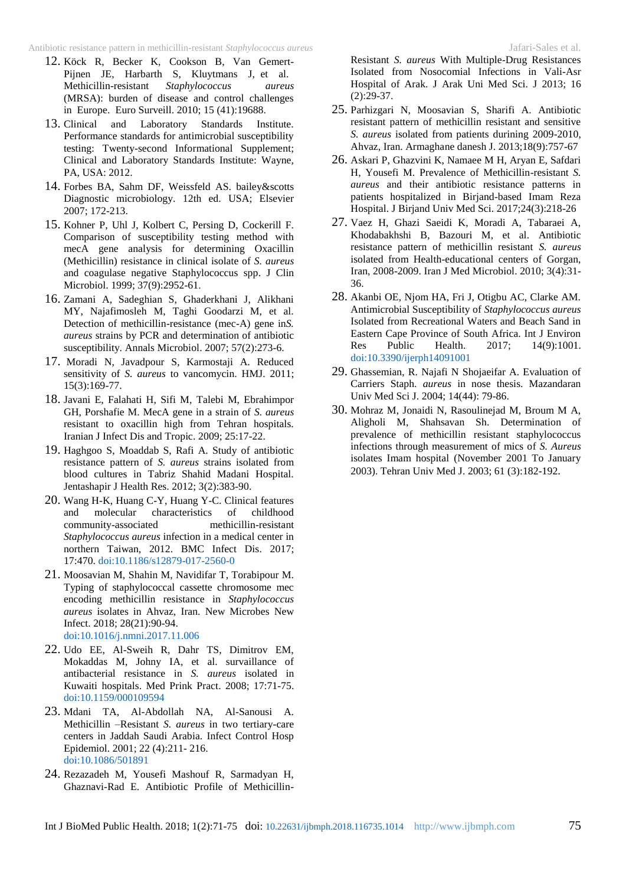12. Köck R, Becker K, Cookson B, Van Gemert-Pijnen JE, Harbarth S, Kluytmans J, et al. Methicillin-resistant *Staphylococcus aureus* (MRSA): burden of disease and control challenges in Europe. Euro Surveill. 2010; 15 (41):19688.
13. Clinical and Laboratory Standards Institute. Performance standards for antimicrobial susceptibility testing: Twenty-second Informational Supplement; Clinical and Laboratory Standards Institute: Wayne, PA, USA: 2012.
14. Forbes BA, Sahm DF, Weissfeld AS. bailey&scotts Diagnostic microbiology. 12th ed. USA; Elsevier 2007; 172-213.
15. Kohner P, Uhl J, Kolbert C, Persing D, Cockerill F. Comparison of susceptibility testing method with mecA gene analysis for determining Oxacillin (Methicillin) resistance in clinical isolate of *S. aureus* and coagulase negative Staphylococcus spp. J Clin Microbiol. 1999; 37(9):2952-61.
16. Zamani A, Sadeghian S, Ghaderkhani J, Alikhani MY, Najafimosleh M, Taghi Goodarzi M, et al. Detection of methicillin-resistance (mec-A) gene in*S. aureus* strains by PCR and determination of antibiotic susceptibility. Annals Microbiol. 2007; 57(2):273-6.
17. Moradi N, Javadpour S, Karmostaji A. Reduced sensitivity of *S. aureus* to vancomycin. HMJ. 2011; 15(3):169-77.
18. Javani E, Falahati H, Sifi M, Talebi M, Ebrahimpor GH, Porshafie M. MecA gene in a strain of *S. aureus* resistant to oxacillin high from Tehran hospitals. Iranian J Infect Dis and Tropic. 2009; 25:17-22.
19. Harggoo S, Moaddab S, Rafi A. Study of antibiotic resistance pattern of *S. aureus* strains isolated from blood cultures in Tabriz Shahid Madani Hospital. Jentashapir J Health Res. 2012; 3(2):383-90.
20. Wang H-K, Huang C-Y, Huang Y-C. Clinical features and molecular characteristics of childhood community-associated methicillin-resistant *Staphylococcus aureus* infection in a medical center in northern Taiwan, 2012. BMC Infect Dis. 2017; 17:470. doi:10.1186/s12879-017-2560-0
21. Moosavian M, Shahin M, Navidifar T, Torabipour M. Typing of staphylococcal cassette chromosome mec encoding methicillin resistance in *Staphylococcus aureus* isolates in Ahvaz, Iran. New Microbes New Infect. 2018; 28(21):90-94. doi:10.1016/j.nmni.2017.11.006
22. Udo EE, Al-Sweih R, Dahr TS, Dimitrov EM, Mokaddas M, Johny IA, et al. survaillance of antibacterial resistance in *S. aureus* isolated in Kuwaiti hospitals. Med Prink Pract. 2008; 17:71-75. doi:10.1159/000109594
23. Mdani TA, Al-Abdollah NA, Al-Sanousi A. Methicillin –Resistant *S. aureus* in two tertiary-care centers in Jaddah Saudi Arabia. Infect Control Hosp Epidemiol. 2001; 22 (4):211- 216. doi:10.1086/501891
24. Rezazadeh M, Yousefi Mashouf R, Sarmadyan H, Ghaznavi-Rad E. Antibiotic Profile of Methicillin-Resistant *S. aureus* With Multiple-Drug Resistances Isolated from Nosocomial Infections in Vali-Asr Hospital of Arak. J Arak Uni Med Sci. J 2013; 16 (2):29-37.
25. Parhizgari N, Moosavian S, Sharifi A. Antibiotic resistant pattern of methicillin resistant and sensitive *S. aureus* isolated from patients durning 2009-2010, Ahvaz, Iran. Armaghane danesh J. 2013;18(9):757-67
26. Askari P, Ghazvini K, Namaee M H, Aryan E, Safdari H, Yousefi M. Prevalence of Methicillin-resistant *S. aureus* and their antibiotic resistance patterns in patients hospitalized in Birjand-based Imam Reza Hospital. J Birjand Univ Med Sci. 2017;24(3):218-26
27. Vaez H, Ghazi Saeidi K, Moradi A, Tabaraei A, Khodabakhshi B, Bazouri M, et al. Antibiotic resistance pattern of methicillin resistant *S. aureus* isolated from Health-educational centers of Gorgan, Iran, 2008-2009. Iran J Med Microbiol. 2010; 3(4):31-36.
28. Akanbi OE, Njom HA, Fri J, Otigbu AC, Clarke AM. Antimicrobial Susceptibility of *Staphylococcus aureus* Isolated from Recreational Waters and Beach Sand in Eastern Cape Province of South Africa. Int J Environ Res Public Health. 2017; 14(9):1001. doi:10.3390/ijerph14091001
29. Ghassemian, R. Najafi N Shojaeifar A. Evaluation of Carriers Staph. *aureus* in nose thesis. Mazandaran Univ Med Sci J. 2004; 14(44): 79-86.
30. Mohraz M, Jonaidi N, Rasoulinejad M, Broum M A, Aligholi M, Shahsavan Sh. Determination of prevalence of methicillin resistant staphylococcus infections through measurement of mics of *S. Aureus* isolates Imam hospital (November 2001 To January 2003). Tehran Univ Med J. 2003; 61 (3):182-192.